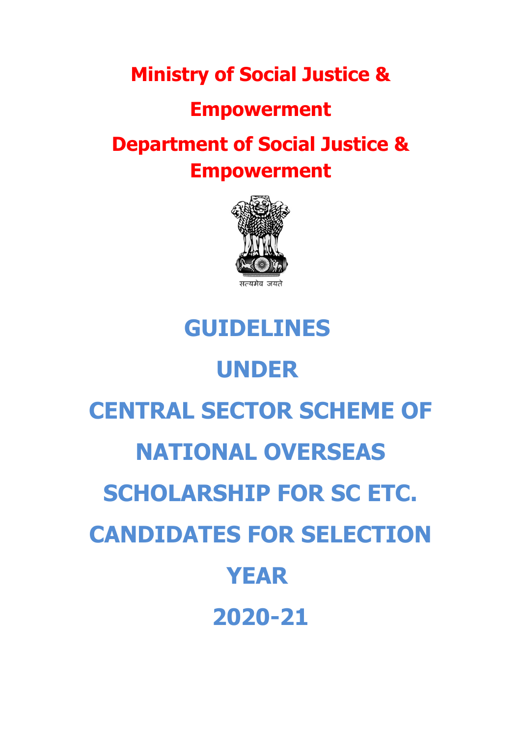**Ministry of Social Justice & Empowerment**

**Department of Social Justice & Empowerment**

सत्यमेव जयते

# GUIDELINES UNDER CENTRAL SECTOR SCHEME OF NATIONAL OVERSEAS SCHOLARSHIP FOR SC ETC. CANDIDATES FOR SELECTION YEAR 2020-21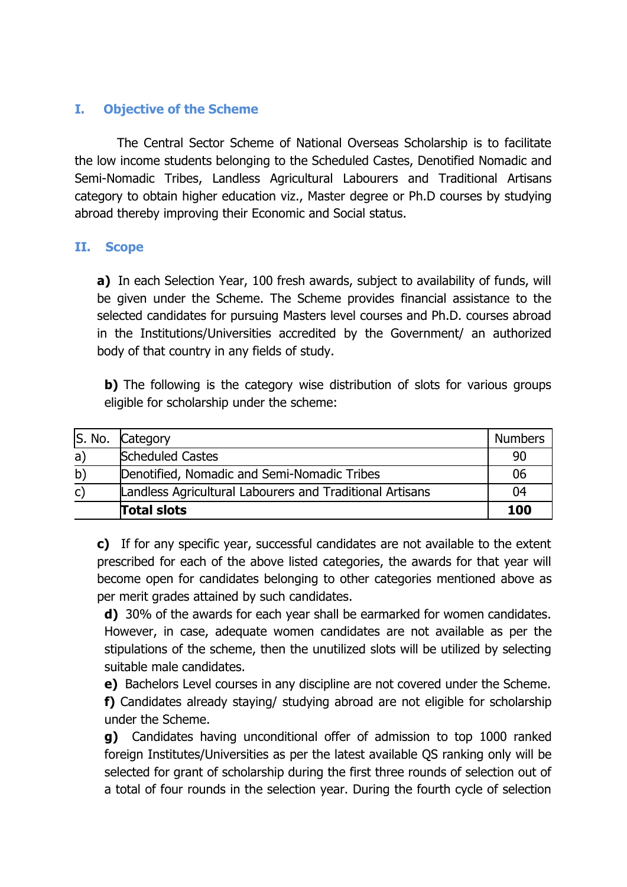## I. Objective of the Scheme

The Central Sector Scheme of National Overseas Scholarship is to facilitate the low income students belonging to the Scheduled Castes, Denotified Nomadic and Semi-Nomadic Tribes, Landless Agricultural Labourers and Traditional Artisans category to obtain higher education viz., Master degree or Ph.D courses by studying abroad thereby improving their Economic and Social status.

## II. Scope

**a)** In each Selection Year, 100 fresh awards, subject to availability of funds, will be given under the Scheme. The Scheme provides financial assistance to the selected candidates for pursuing Masters level courses and Ph.D. courses abroad in the Institutions/Universities accredited by the Government/ an authorized body of that country in any fields of study.

**b)** The following is the category wise distribution of slots for various groups eligible for scholarship under the scheme:

| S. No. | Category | Numbers |
|---|---|---|
| a) | Scheduled Castes | 90 |
| b) | Denotified, Nomadic and Semi-Nomadic Tribes | 06 |
| c) | Landless Agricultural Labourers and Traditional Artisans | 04 |
| | **Total slots** | **100** |

**c)** If for any specific year, successful candidates are not available to the extent prescribed for each of the above listed categories, the awards for that year will become open for candidates belonging to other categories mentioned above as per merit grades attained by such candidates.

**d)** 30% of the awards for each year shall be earmarked for women candidates. However, in case, adequate women candidates are not available as per the stipulations of the scheme, then the unutilized slots will be utilized by selecting suitable male candidates.

**e)** Bachelors Level courses in any discipline are not covered under the Scheme.

**f)** Candidates already staying/ studying abroad are not eligible for scholarship under the Scheme.

**g)** Candidates having unconditional offer of admission to top 1000 ranked foreign Institutes/Universities as per the latest available QS ranking only will be selected for grant of scholarship during the first three rounds of selection out of a total of four rounds in the selection year. During the fourth cycle of selection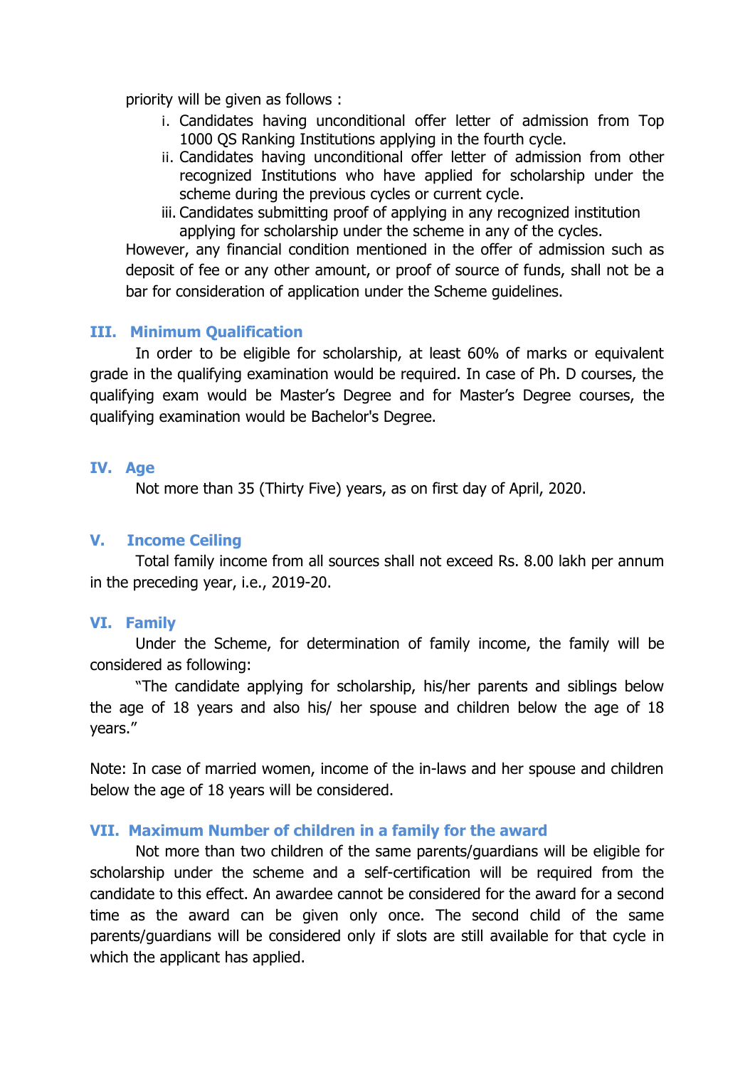priority will be given as follows :

i. Candidates having unconditional offer letter of admission from Top 1000 QS Ranking Institutions applying in the fourth cycle.
ii. Candidates having unconditional offer letter of admission from other recognized Institutions who have applied for scholarship under the scheme during the previous cycles or current cycle.
iii. Candidates submitting proof of applying in any recognized institution applying for scholarship under the scheme in any of the cycles.

However, any financial condition mentioned in the offer of admission such as deposit of fee or any other amount, or proof of source of funds, shall not be a bar for consideration of application under the Scheme guidelines.

## III. Minimum Qualification

In order to be eligible for scholarship, at least 60% of marks or equivalent grade in the qualifying examination would be required. In case of Ph. D courses, the qualifying exam would be Master's Degree and for Master's Degree courses, the qualifying examination would be Bachelor's Degree.

## IV. Age

Not more than 35 (Thirty Five) years, as on first day of April, 2020.

## V. Income Ceiling

Total family income from all sources shall not exceed Rs. 8.00 lakh per annum in the preceding year, i.e., 2019-20.

## VI. Family

Under the Scheme, for determination of family income, the family will be considered as following:

"The candidate applying for scholarship, his/her parents and siblings below the age of 18 years and also his/ her spouse and children below the age of 18 years."

Note: In case of married women, income of the in-laws and her spouse and children below the age of 18 years will be considered.

## VII. Maximum Number of children in a family for the award

Not more than two children of the same parents/guardians will be eligible for scholarship under the scheme and a self-certification will be required from the candidate to this effect. An awardee cannot be considered for the award for a second time as the award can be given only once. The second child of the same parents/guardians will be considered only if slots are still available for that cycle in which the applicant has applied.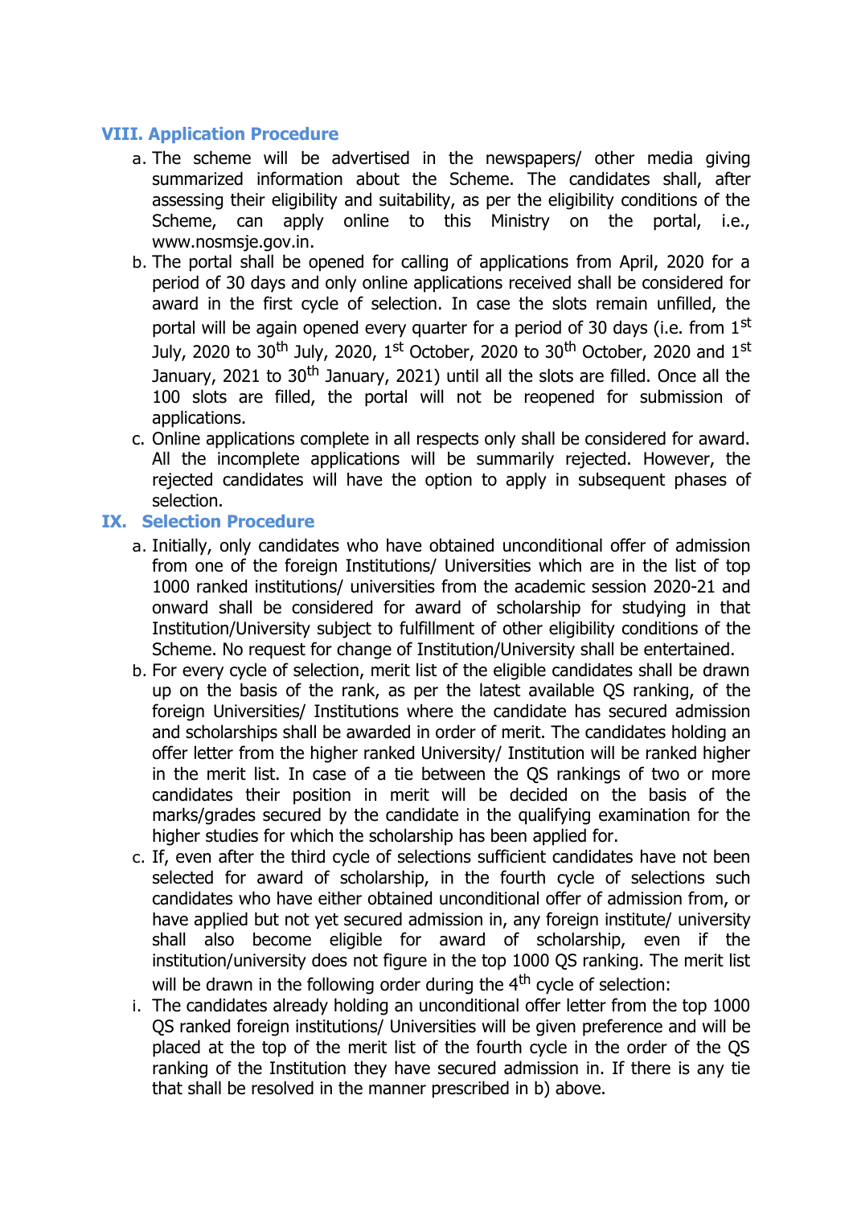## VIII. Application Procedure

a. The scheme will be advertised in the newspapers/ other media giving summarized information about the Scheme. The candidates shall, after assessing their eligibility and suitability, as per the eligibility conditions of the Scheme, can apply online to this Ministry on the portal, i.e., www.nosmsje.gov.in.

b. The portal shall be opened for calling of applications from April, 2020 for a period of 30 days and only online applications received shall be considered for award in the first cycle of selection. In case the slots remain unfilled, the portal will be again opened every quarter for a period of 30 days (i.e. from 1st July, 2020 to 30th July, 2020, 1st October, 2020 to 30th October, 2020 and 1st January, 2021 to 30th January, 2021) until all the slots are filled. Once all the 100 slots are filled, the portal will not be reopened for submission of applications.

c. Online applications complete in all respects only shall be considered for award. All the incomplete applications will be summarily rejected. However, the rejected candidates will have the option to apply in subsequent phases of selection.

## IX. Selection Procedure

a. Initially, only candidates who have obtained unconditional offer of admission from one of the foreign Institutions/ Universities which are in the list of top 1000 ranked institutions/ universities from the academic session 2020-21 and onward shall be considered for award of scholarship for studying in that Institution/University subject to fulfillment of other eligibility conditions of the Scheme. No request for change of Institution/University shall be entertained.

b. For every cycle of selection, merit list of the eligible candidates shall be drawn up on the basis of the rank, as per the latest available QS ranking, of the foreign Universities/ Institutions where the candidate has secured admission and scholarships shall be awarded in order of merit. The candidates holding an offer letter from the higher ranked University/ Institution will be ranked higher in the merit list. In case of a tie between the QS rankings of two or more candidates their position in merit will be decided on the basis of the marks/grades secured by the candidate in the qualifying examination for the higher studies for which the scholarship has been applied for.

c. If, even after the third cycle of selections sufficient candidates have not been selected for award of scholarship, in the fourth cycle of selections such candidates who have either obtained unconditional offer of admission from, or have applied but not yet secured admission in, any foreign institute/ university shall also become eligible for award of scholarship, even if the institution/university does not figure in the top 1000 QS ranking. The merit list will be drawn in the following order during the 4th cycle of selection:

i. The candidates already holding an unconditional offer letter from the top 1000 QS ranked foreign institutions/ Universities will be given preference and will be placed at the top of the merit list of the fourth cycle in the order of the QS ranking of the Institution they have secured admission in. If there is any tie that shall be resolved in the manner prescribed in b) above.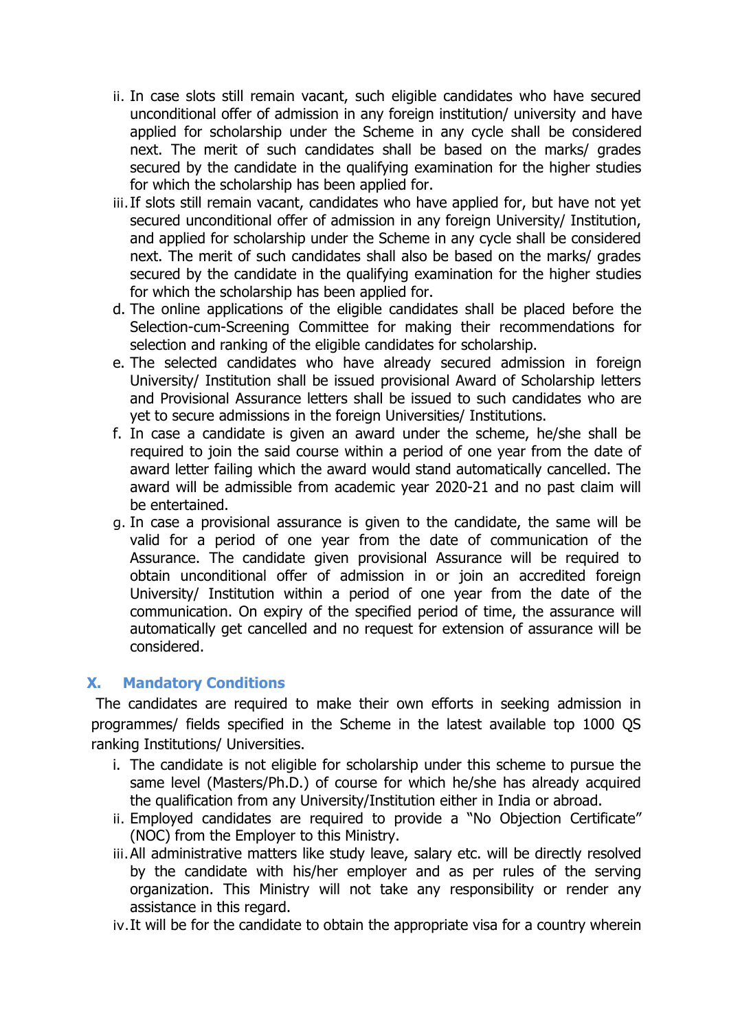ii. In case slots still remain vacant, such eligible candidates who have secured unconditional offer of admission in any foreign institution/ university and have applied for scholarship under the Scheme in any cycle shall be considered next. The merit of such candidates shall be based on the marks/ grades secured by the candidate in the qualifying examination for the higher studies for which the scholarship has been applied for.

iii. If slots still remain vacant, candidates who have applied for, but have not yet secured unconditional offer of admission in any foreign University/ Institution, and applied for scholarship under the Scheme in any cycle shall be considered next. The merit of such candidates shall also be based on the marks/ grades secured by the candidate in the qualifying examination for the higher studies for which the scholarship has been applied for.

d. The online applications of the eligible candidates shall be placed before the Selection-cum-Screening Committee for making their recommendations for selection and ranking of the eligible candidates for scholarship.

e. The selected candidates who have already secured admission in foreign University/ Institution shall be issued provisional Award of Scholarship letters and Provisional Assurance letters shall be issued to such candidates who are yet to secure admissions in the foreign Universities/ Institutions.

f. In case a candidate is given an award under the scheme, he/she shall be required to join the said course within a period of one year from the date of award letter failing which the award would stand automatically cancelled. The award will be admissible from academic year 2020-21 and no past claim will be entertained.

g. In case a provisional assurance is given to the candidate, the same will be valid for a period of one year from the date of communication of the Assurance. The candidate given provisional Assurance will be required to obtain unconditional offer of admission in or join an accredited foreign University/ Institution within a period of one year from the date of the communication. On expiry of the specified period of time, the assurance will automatically get cancelled and no request for extension of assurance will be considered.

## X. Mandatory Conditions

The candidates are required to make their own efforts in seeking admission in programmes/ fields specified in the Scheme in the latest available top 1000 QS ranking Institutions/ Universities.

i. The candidate is not eligible for scholarship under this scheme to pursue the same level (Masters/Ph.D.) of course for which he/she has already acquired the qualification from any University/Institution either in India or abroad.

ii. Employed candidates are required to provide a "No Objection Certificate" (NOC) from the Employer to this Ministry.

iii. All administrative matters like study leave, salary etc. will be directly resolved by the candidate with his/her employer and as per rules of the serving organization. This Ministry will not take any responsibility or render any assistance in this regard.

iv. It will be for the candidate to obtain the appropriate visa for a country wherein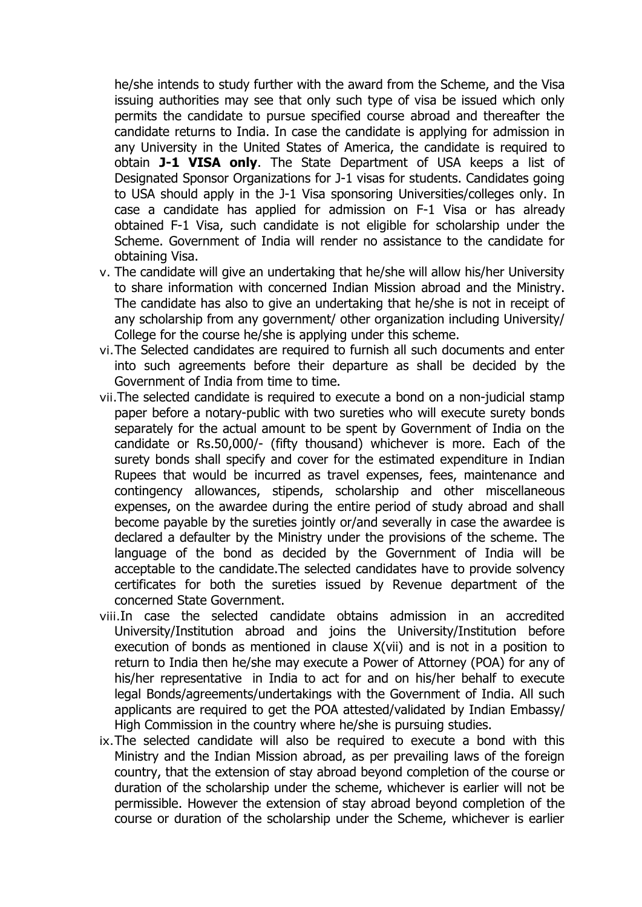he/she intends to study further with the award from the Scheme, and the Visa issuing authorities may see that only such type of visa be issued which only permits the candidate to pursue specified course abroad and thereafter the candidate returns to India. In case the candidate is applying for admission in any University in the United States of America, the candidate is required to obtain **J-1 VISA only**. The State Department of USA keeps a list of Designated Sponsor Organizations for J-1 visas for students. Candidates going to USA should apply in the J-1 Visa sponsoring Universities/colleges only. In case a candidate has applied for admission on F-1 Visa or has already obtained F-1 Visa, such candidate is not eligible for scholarship under the Scheme. Government of India will render no assistance to the candidate for obtaining Visa.

v. The candidate will give an undertaking that he/she will allow his/her University to share information with concerned Indian Mission abroad and the Ministry. The candidate has also to give an undertaking that he/she is not in receipt of any scholarship from any government/ other organization including University/ College for the course he/she is applying under this scheme.

vi. The Selected candidates are required to furnish all such documents and enter into such agreements before their departure as shall be decided by the Government of India from time to time.

vii. The selected candidate is required to execute a bond on a non-judicial stamp paper before a notary-public with two sureties who will execute surety bonds separately for the actual amount to be spent by Government of India on the candidate or Rs.50,000/- (fifty thousand) whichever is more. Each of the surety bonds shall specify and cover for the estimated expenditure in Indian Rupees that would be incurred as travel expenses, fees, maintenance and contingency allowances, stipends, scholarship and other miscellaneous expenses, on the awardee during the entire period of study abroad and shall become payable by the sureties jointly or/and severally in case the awardee is declared a defaulter by the Ministry under the provisions of the scheme. The language of the bond as decided by the Government of India will be acceptable to the candidate.The selected candidates have to provide solvency certificates for both the sureties issued by Revenue department of the concerned State Government.

viii. In case the selected candidate obtains admission in an accredited University/Institution abroad and joins the University/Institution before execution of bonds as mentioned in clause X(vii) and is not in a position to return to India then he/she may execute a Power of Attorney (POA) for any of his/her representative in India to act for and on his/her behalf to execute legal Bonds/agreements/undertakings with the Government of India. All such applicants are required to get the POA attested/validated by Indian Embassy/ High Commission in the country where he/she is pursuing studies.

ix. The selected candidate will also be required to execute a bond with this Ministry and the Indian Mission abroad, as per prevailing laws of the foreign country, that the extension of stay abroad beyond completion of the course or duration of the scholarship under the scheme, whichever is earlier will not be permissible. However the extension of stay abroad beyond completion of the course or duration of the scholarship under the Scheme, whichever is earlier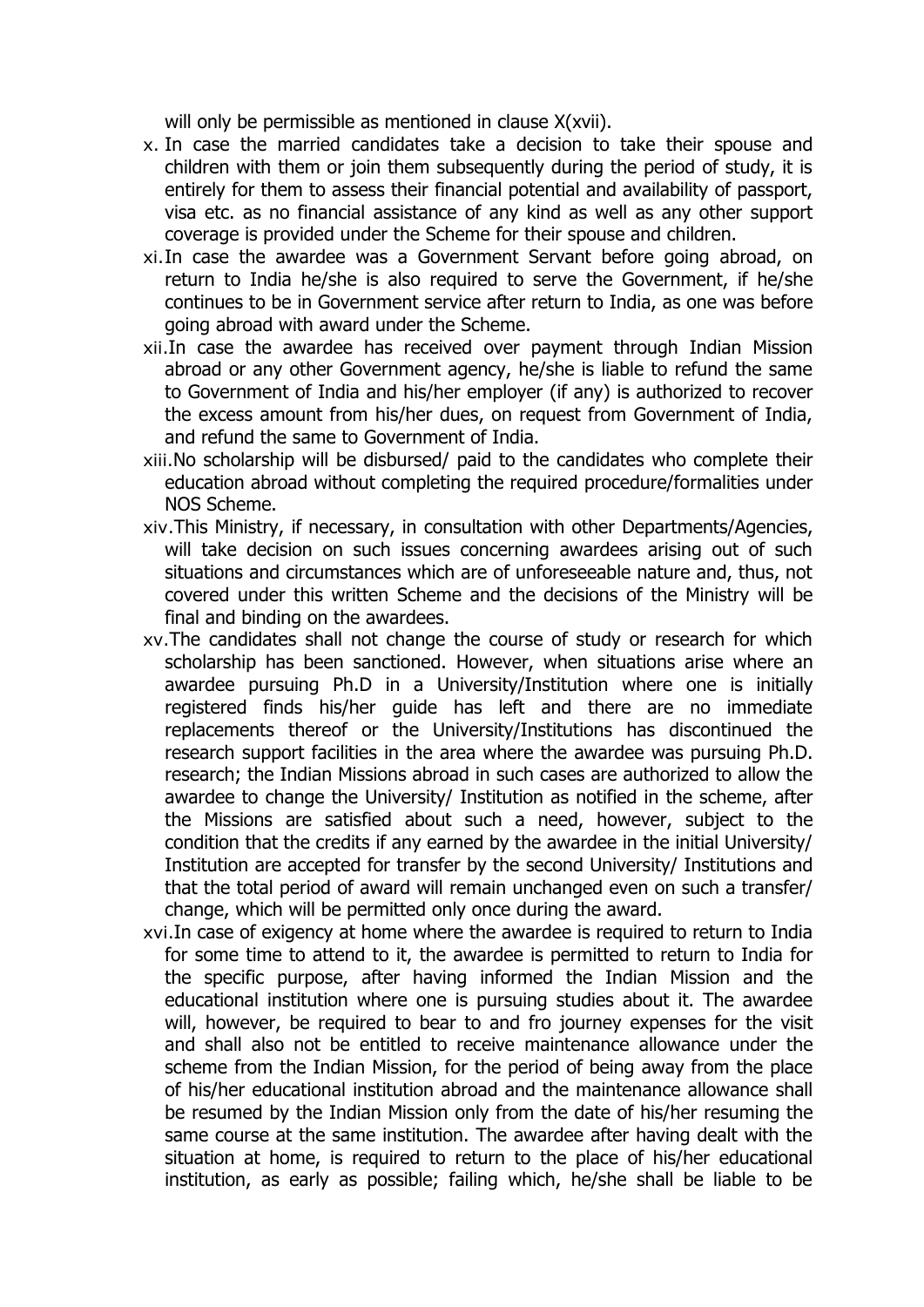will only be permissible as mentioned in clause X(xvii).

x. In case the married candidates take a decision to take their spouse and children with them or join them subsequently during the period of study, it is entirely for them to assess their financial potential and availability of passport, visa etc. as no financial assistance of any kind as well as any other support coverage is provided under the Scheme for their spouse and children.

xi. In case the awardee was a Government Servant before going abroad, on return to India he/she is also required to serve the Government, if he/she continues to be in Government service after return to India, as one was before going abroad with award under the Scheme.

xii. In case the awardee has received over payment through Indian Mission abroad or any other Government agency, he/she is liable to refund the same to Government of India and his/her employer (if any) is authorized to recover the excess amount from his/her dues, on request from Government of India, and refund the same to Government of India.

xiii. No scholarship will be disbursed/ paid to the candidates who complete their education abroad without completing the required procedure/formalities under NOS Scheme.

xiv. This Ministry, if necessary, in consultation with other Departments/Agencies, will take decision on such issues concerning awardees arising out of such situations and circumstances which are of unforeseeable nature and, thus, not covered under this written Scheme and the decisions of the Ministry will be final and binding on the awardees.

xv. The candidates shall not change the course of study or research for which scholarship has been sanctioned. However, when situations arise where an awardee pursuing Ph.D in a University/Institution where one is initially registered finds his/her guide has left and there are no immediate replacements thereof or the University/Institutions has discontinued the research support facilities in the area where the awardee was pursuing Ph.D. research; the Indian Missions abroad in such cases are authorized to allow the awardee to change the University/ Institution as notified in the scheme, after the Missions are satisfied about such a need, however, subject to the condition that the credits if any earned by the awardee in the initial University/ Institution are accepted for transfer by the second University/ Institutions and that the total period of award will remain unchanged even on such a transfer/ change, which will be permitted only once during the award.

xvi. In case of exigency at home where the awardee is required to return to India for some time to attend to it, the awardee is permitted to return to India for the specific purpose, after having informed the Indian Mission and the educational institution where one is pursuing studies about it. The awardee will, however, be required to bear to and fro journey expenses for the visit and shall also not be entitled to receive maintenance allowance under the scheme from the Indian Mission, for the period of being away from the place of his/her educational institution abroad and the maintenance allowance shall be resumed by the Indian Mission only from the date of his/her resuming the same course at the same institution. The awardee after having dealt with the situation at home, is required to return to the place of his/her educational institution, as early as possible; failing which, he/she shall be liable to be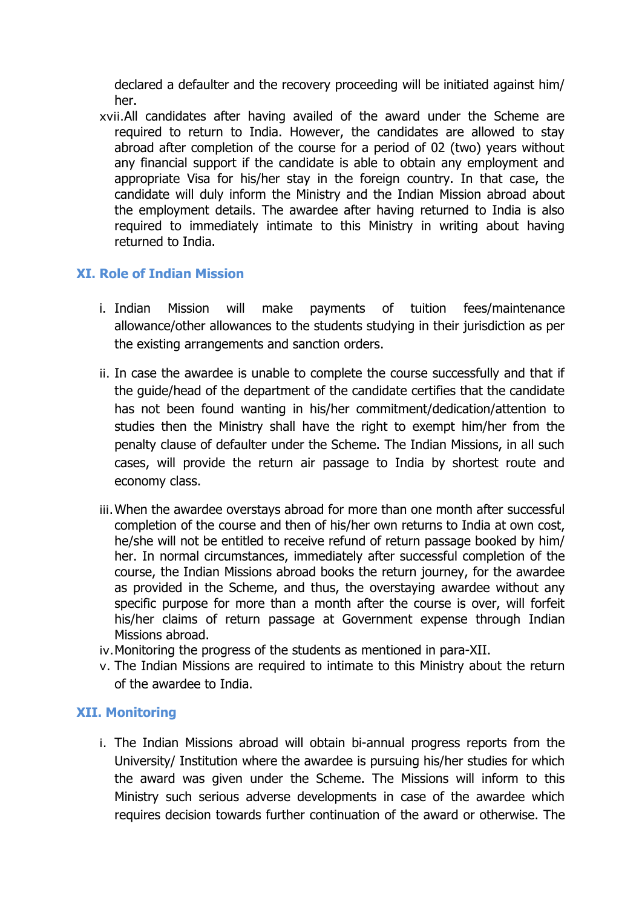declared a defaulter and the recovery proceeding will be initiated against him/ her.

xvii. All candidates after having availed of the award under the Scheme are required to return to India. However, the candidates are allowed to stay abroad after completion of the course for a period of 02 (two) years without any financial support if the candidate is able to obtain any employment and appropriate Visa for his/her stay in the foreign country. In that case, the candidate will duly inform the Ministry and the Indian Mission abroad about the employment details. The awardee after having returned to India is also required to immediately intimate to this Ministry in writing about having returned to India.

## XI. Role of Indian Mission

i. Indian Mission will make payments of tuition fees/maintenance allowance/other allowances to the students studying in their jurisdiction as per the existing arrangements and sanction orders.

ii. In case the awardee is unable to complete the course successfully and that if the guide/head of the department of the candidate certifies that the candidate has not been found wanting in his/her commitment/dedication/attention to studies then the Ministry shall have the right to exempt him/her from the penalty clause of defaulter under the Scheme. The Indian Missions, in all such cases, will provide the return air passage to India by shortest route and economy class.

iii. When the awardee overstays abroad for more than one month after successful completion of the course and then of his/her own returns to India at own cost, he/she will not be entitled to receive refund of return passage booked by him/ her. In normal circumstances, immediately after successful completion of the course, the Indian Missions abroad books the return journey, for the awardee as provided in the Scheme, and thus, the overstaying awardee without any specific purpose for more than a month after the course is over, will forfeit his/her claims of return passage at Government expense through Indian Missions abroad.

iv. Monitoring the progress of the students as mentioned in para-XII.

v. The Indian Missions are required to intimate to this Ministry about the return of the awardee to India.

## XII. Monitoring

i. The Indian Missions abroad will obtain bi-annual progress reports from the University/ Institution where the awardee is pursuing his/her studies for which the award was given under the Scheme. The Missions will inform to this Ministry such serious adverse developments in case of the awardee which requires decision towards further continuation of the award or otherwise. The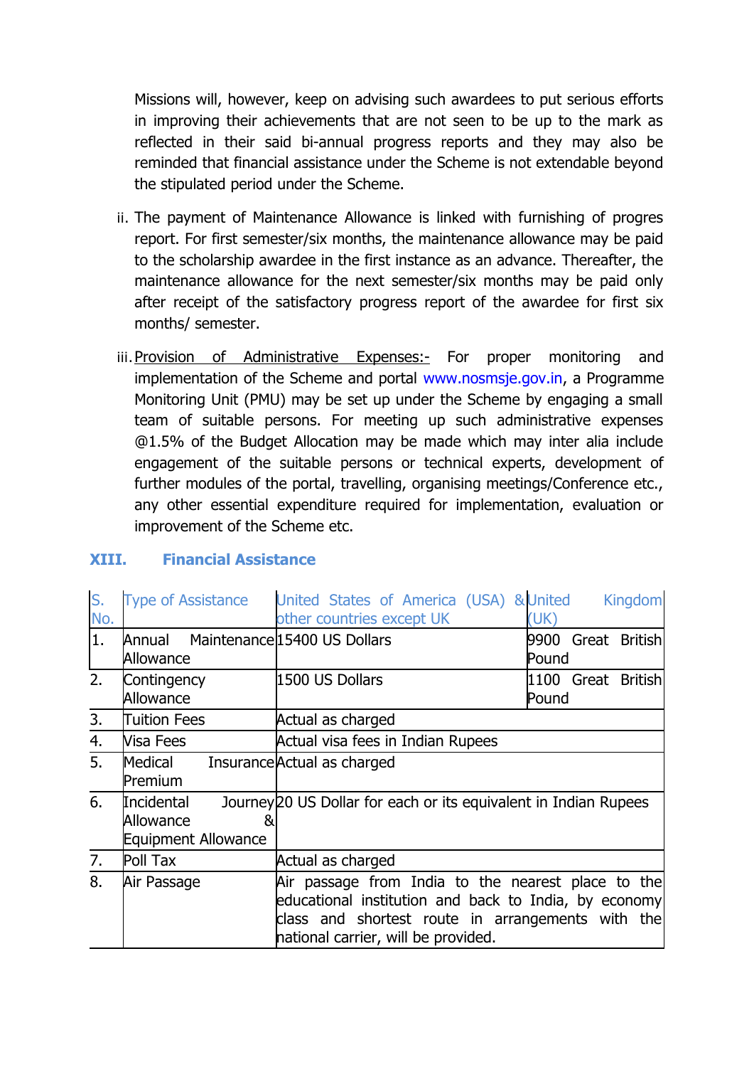Missions will, however, keep on advising such awardees to put serious efforts in improving their achievements that are not seen to be up to the mark as reflected in their said bi-annual progress reports and they may also be reminded that financial assistance under the Scheme is not extendable beyond the stipulated period under the Scheme.

ii. The payment of Maintenance Allowance is linked with furnishing of progres report. For first semester/six months, the maintenance allowance may be paid to the scholarship awardee in the first instance as an advance. Thereafter, the maintenance allowance for the next semester/six months may be paid only after receipt of the satisfactory progress report of the awardee for first six months/ semester.

iii. Provision of Administrative Expenses:- For proper monitoring and implementation of the Scheme and portal www.nosmsje.gov.in, a Programme Monitoring Unit (PMU) may be set up under the Scheme by engaging a small team of suitable persons. For meeting up such administrative expenses @1.5% of the Budget Allocation may be made which may inter alia include engagement of the suitable persons or technical experts, development of further modules of the portal, travelling, organising meetings/Conference etc., any other essential expenditure required for implementation, evaluation or improvement of the Scheme etc.

## XIII. Financial Assistance

| S. No. | Type of Assistance | United States of America (USA) & other countries except UK | United Kingdom (UK) |
|---|---|---|---|
| 1. | Annual Maintenance Allowance | 15400 US Dollars | 9900 Great British Pound |
| 2. | Contingency Allowance | 1500 US Dollars | 1100 Great British Pound |
| 3. | Tuition Fees | Actual as charged | |
| 4. | Visa Fees | Actual visa fees in Indian Rupees | |
| 5. | Medical Insurance Premium | Actual as charged | |
| 6. | Incidental Journey Allowance & Equipment Allowance | 20 US Dollar for each or its equivalent in Indian Rupees | |
| 7. | Poll Tax | Actual as charged | |
| 8. | Air Passage | Air passage from India to the nearest place to the educational institution and back to India, by economy class and shortest route in arrangements with the national carrier, will be provided. | |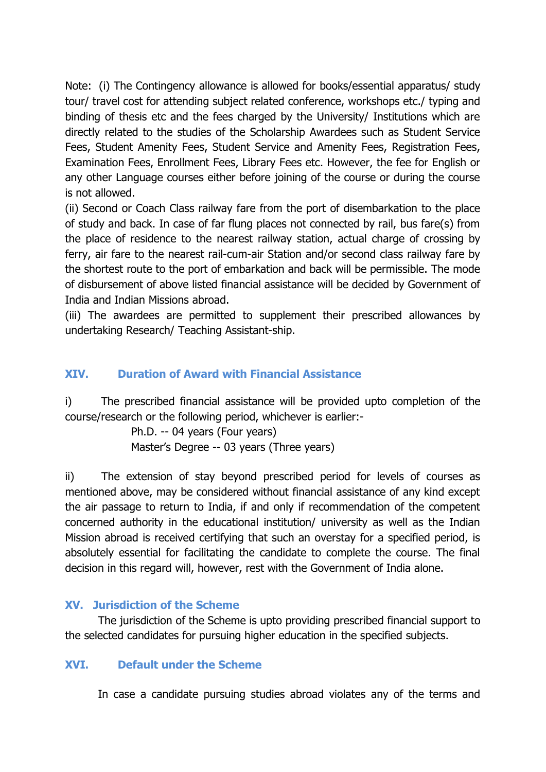Note: (i) The Contingency allowance is allowed for books/essential apparatus/ study tour/ travel cost for attending subject related conference, workshops etc./ typing and binding of thesis etc and the fees charged by the University/ Institutions which are directly related to the studies of the Scholarship Awardees such as Student Service Fees, Student Amenity Fees, Student Service and Amenity Fees, Registration Fees, Examination Fees, Enrollment Fees, Library Fees etc. However, the fee for English or any other Language courses either before joining of the course or during the course is not allowed.

(ii) Second or Coach Class railway fare from the port of disembarkation to the place of study and back. In case of far flung places not connected by rail, bus fare(s) from the place of residence to the nearest railway station, actual charge of crossing by ferry, air fare to the nearest rail-cum-air Station and/or second class railway fare by the shortest route to the port of embarkation and back will be permissible. The mode of disbursement of above listed financial assistance will be decided by Government of India and Indian Missions abroad.

(iii) The awardees are permitted to supplement their prescribed allowances by undertaking Research/ Teaching Assistant-ship.

## XIV. Duration of Award with Financial Assistance

i) The prescribed financial assistance will be provided upto completion of the course/research or the following period, whichever is earlier:-

Ph.D. -- 04 years (Four years)
Master's Degree -- 03 years (Three years)

ii) The extension of stay beyond prescribed period for levels of courses as mentioned above, may be considered without financial assistance of any kind except the air passage to return to India, if and only if recommendation of the competent concerned authority in the educational institution/ university as well as the Indian Mission abroad is received certifying that such an overstay for a specified period, is absolutely essential for facilitating the candidate to complete the course. The final decision in this regard will, however, rest with the Government of India alone.

## XV. Jurisdiction of the Scheme

The jurisdiction of the Scheme is upto providing prescribed financial support to the selected candidates for pursuing higher education in the specified subjects.

## XVI. Default under the Scheme

In case a candidate pursuing studies abroad violates any of the terms and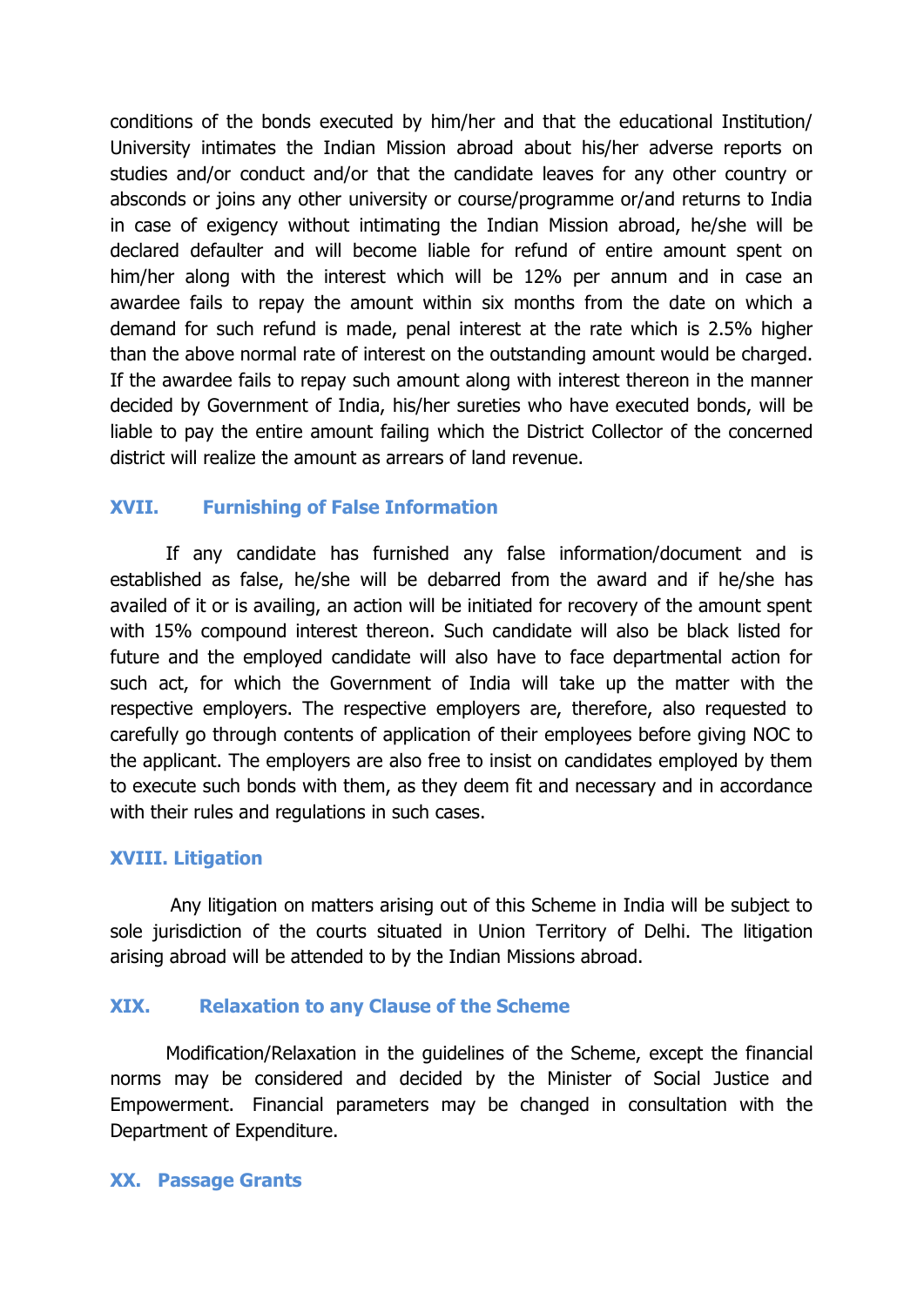conditions of the bonds executed by him/her and that the educational Institution/ University intimates the Indian Mission abroad about his/her adverse reports on studies and/or conduct and/or that the candidate leaves for any other country or absconds or joins any other university or course/programme or/and returns to India in case of exigency without intimating the Indian Mission abroad, he/she will be declared defaulter and will become liable for refund of entire amount spent on him/her along with the interest which will be 12% per annum and in case an awardee fails to repay the amount within six months from the date on which a demand for such refund is made, penal interest at the rate which is 2.5% higher than the above normal rate of interest on the outstanding amount would be charged. If the awardee fails to repay such amount along with interest thereon in the manner decided by Government of India, his/her sureties who have executed bonds, will be liable to pay the entire amount failing which the District Collector of the concerned district will realize the amount as arrears of land revenue.

## XVII. Furnishing of False Information

If any candidate has furnished any false information/document and is established as false, he/she will be debarred from the award and if he/she has availed of it or is availing, an action will be initiated for recovery of the amount spent with 15% compound interest thereon. Such candidate will also be black listed for future and the employed candidate will also have to face departmental action for such act, for which the Government of India will take up the matter with the respective employers. The respective employers are, therefore, also requested to carefully go through contents of application of their employees before giving NOC to the applicant. The employers are also free to insist on candidates employed by them to execute such bonds with them, as they deem fit and necessary and in accordance with their rules and regulations in such cases.

## XVIII. Litigation

Any litigation on matters arising out of this Scheme in India will be subject to sole jurisdiction of the courts situated in Union Territory of Delhi. The litigation arising abroad will be attended to by the Indian Missions abroad.

## XIX. Relaxation to any Clause of the Scheme

Modification/Relaxation in the guidelines of the Scheme, except the financial norms may be considered and decided by the Minister of Social Justice and Empowerment. Financial parameters may be changed in consultation with the Department of Expenditure.

## XX. Passage Grants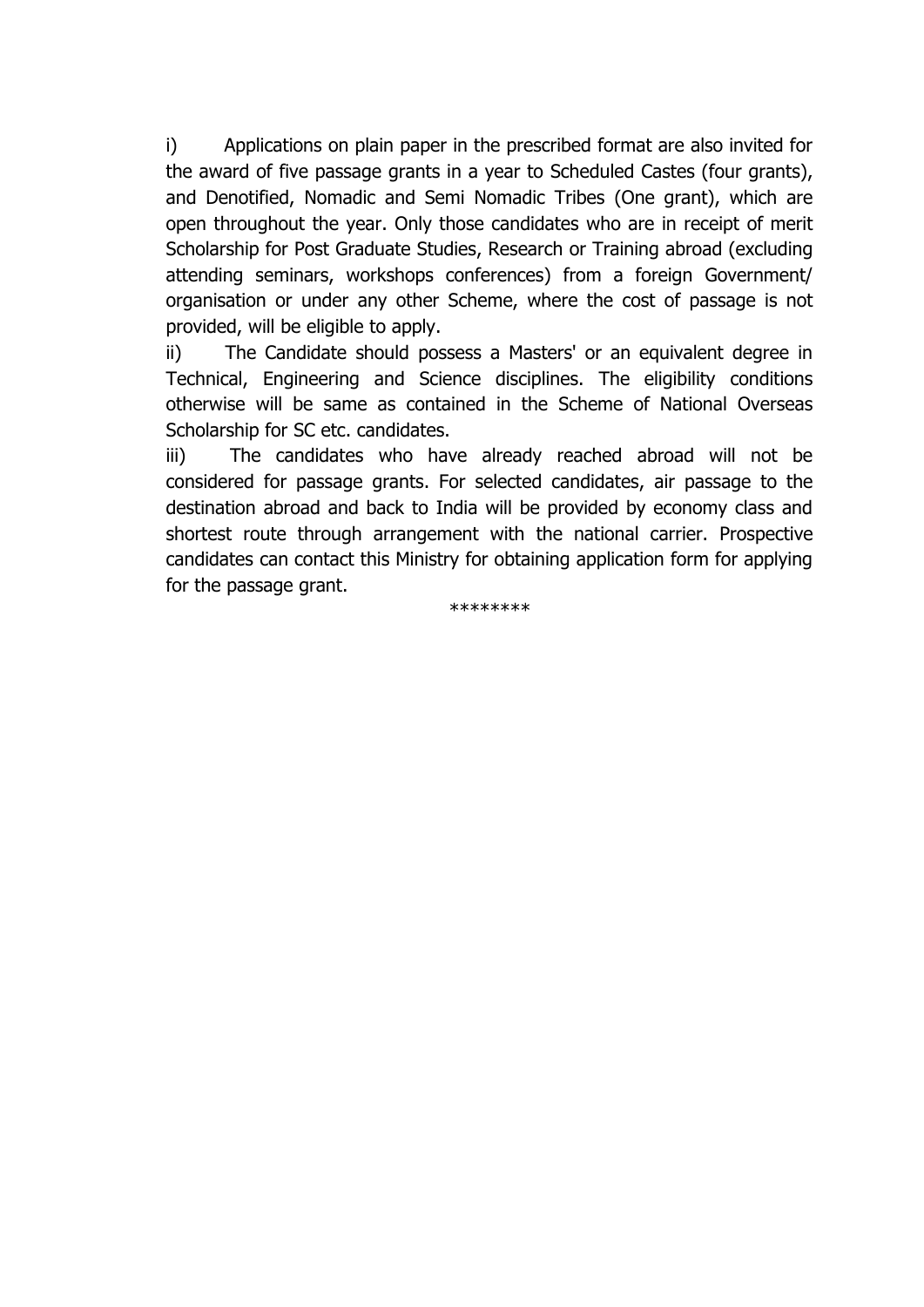i) Applications on plain paper in the prescribed format are also invited for the award of five passage grants in a year to Scheduled Castes (four grants), and Denotified, Nomadic and Semi Nomadic Tribes (One grant), which are open throughout the year. Only those candidates who are in receipt of merit Scholarship for Post Graduate Studies, Research or Training abroad (excluding attending seminars, workshops conferences) from a foreign Government/ organisation or under any other Scheme, where the cost of passage is not provided, will be eligible to apply.

ii) The Candidate should possess a Masters' or an equivalent degree in Technical, Engineering and Science disciplines. The eligibility conditions otherwise will be same as contained in the Scheme of National Overseas Scholarship for SC etc. candidates.

iii) The candidates who have already reached abroad will not be considered for passage grants. For selected candidates, air passage to the destination abroad and back to India will be provided by economy class and shortest route through arrangement with the national carrier. Prospective candidates can contact this Ministry for obtaining application form for applying for the passage grant.

********